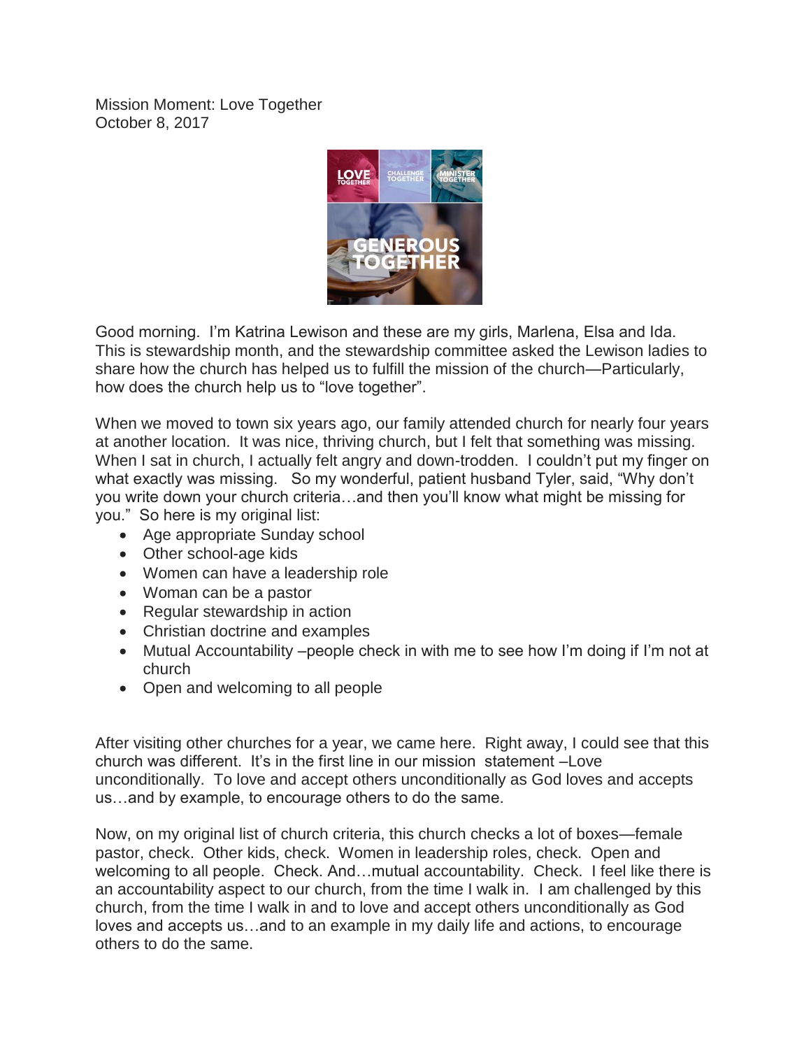Mission Moment: Love Together
October 8, 2017

Good morning. I'm Katrina Lewison and these are my girls, Marlena, Elsa and Ida. This is stewardship month, and the stewardship committee asked the Lewison ladies to share how the church has helped us to fulfill the mission of the church—Particularly, how does the church help us to "love together".

When we moved to town six years ago, our family attended church for nearly four years at another location. It was nice, thriving church, but I felt that something was missing. When I sat in church, I actually felt angry and down-trodden. I couldn't put my finger on what exactly was missing. So my wonderful, patient husband Tyler, said, "Why don't you write down your church criteria…and then you'll know what might be missing for you." So here is my original list:

- Age appropriate Sunday school
- Other school-age kids
- Women can have a leadership role
- Woman can be a pastor
- Regular stewardship in action
- Christian doctrine and examples
- Mutual Accountability –people check in with me to see how I'm doing if I'm not at church
- Open and welcoming to all people

After visiting other churches for a year, we came here. Right away, I could see that this church was different. It's in the first line in our mission statement –Love unconditionally. To love and accept others unconditionally as God loves and accepts us…and by example, to encourage others to do the same.

Now, on my original list of church criteria, this church checks a lot of boxes—female pastor, check. Other kids, check. Women in leadership roles, check. Open and welcoming to all people. Check. And…mutual accountability. Check. I feel like there is an accountability aspect to our church, from the time I walk in. I am challenged by this church, from the time I walk in and to love and accept others unconditionally as God loves and accepts us…and to an example in my daily life and actions, to encourage others to do the same.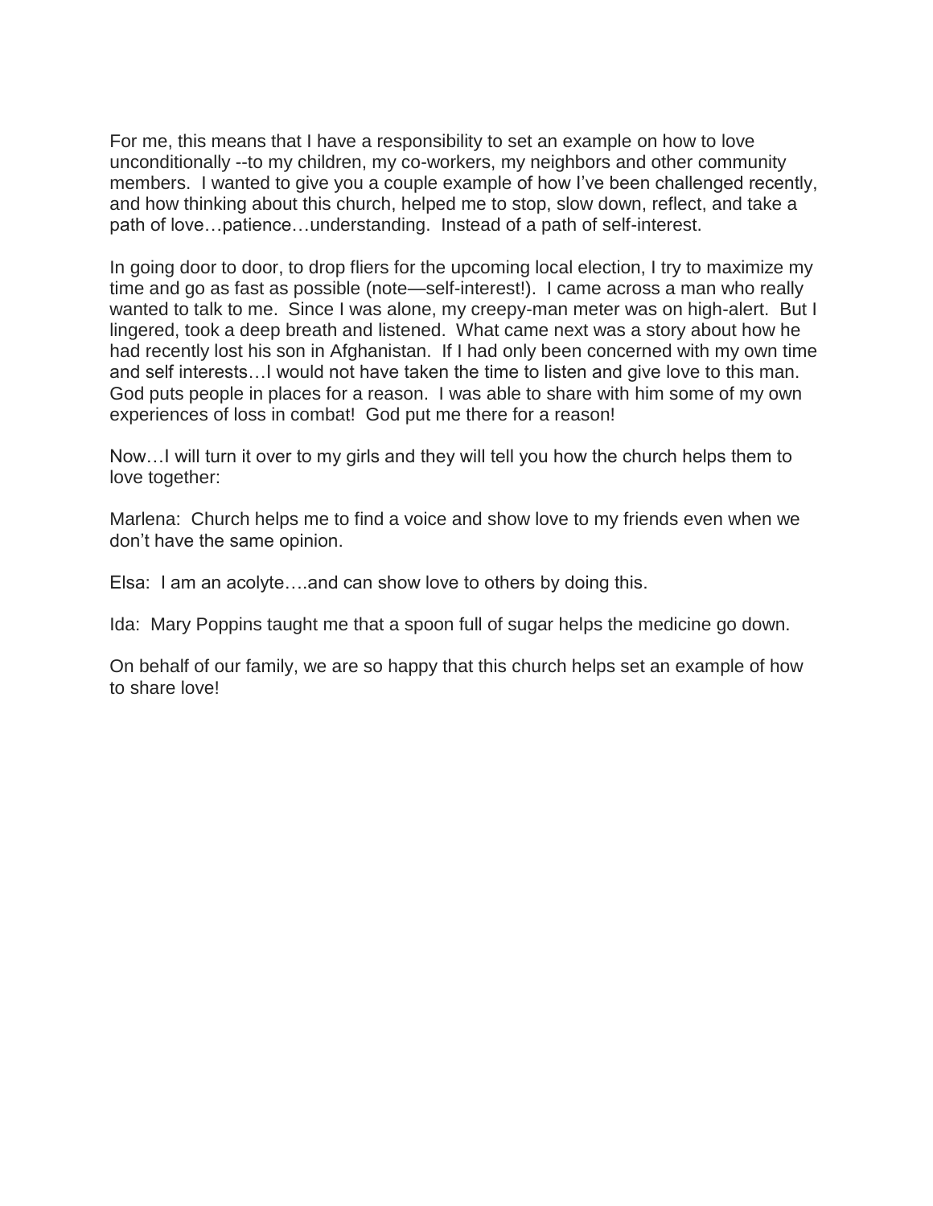For me, this means that I have a responsibility to set an example on how to love unconditionally --to my children, my co-workers, my neighbors and other community members. I wanted to give you a couple example of how I've been challenged recently, and how thinking about this church, helped me to stop, slow down, reflect, and take a path of love…patience…understanding. Instead of a path of self-interest.

In going door to door, to drop fliers for the upcoming local election, I try to maximize my time and go as fast as possible (note—self-interest!). I came across a man who really wanted to talk to me. Since I was alone, my creepy-man meter was on high-alert. But I lingered, took a deep breath and listened. What came next was a story about how he had recently lost his son in Afghanistan. If I had only been concerned with my own time and self interests…I would not have taken the time to listen and give love to this man. God puts people in places for a reason. I was able to share with him some of my own experiences of loss in combat! God put me there for a reason!

Now…I will turn it over to my girls and they will tell you how the church helps them to love together:

Marlena: Church helps me to find a voice and show love to my friends even when we don't have the same opinion.

Elsa: I am an acolyte….and can show love to others by doing this.

Ida: Mary Poppins taught me that a spoon full of sugar helps the medicine go down.

On behalf of our family, we are so happy that this church helps set an example of how to share love!